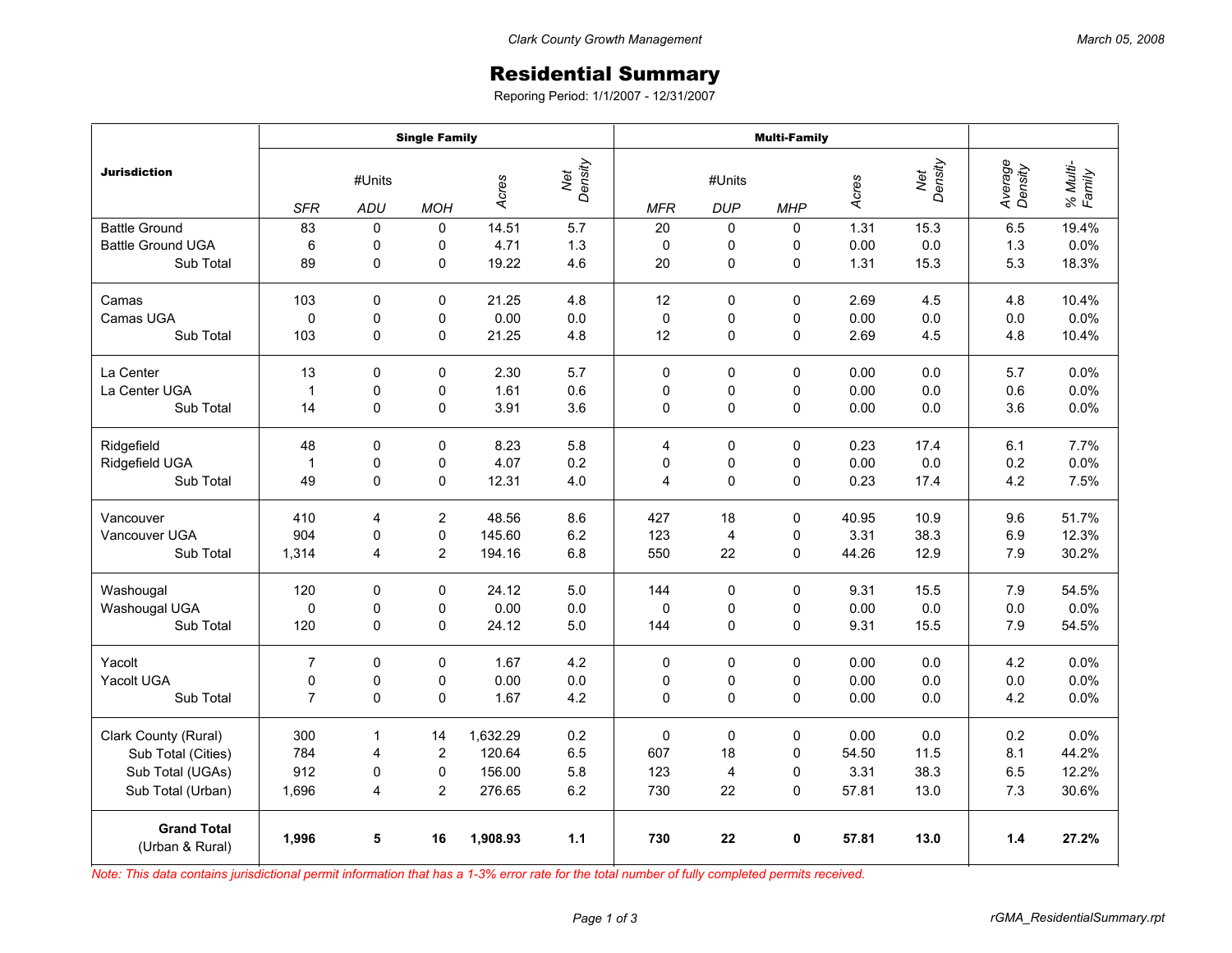# Residential Summary

Reporing Period: 1/1/2007 - 12/31/2007

| Jurisdiction | Single Family | | | | | Multi-Family | | | | | | |
|---|---|---|---|---|---|---|---|---|---|---|---|---|
| | #Units | | | Acres | Net Density | #Units | | | Acres | Net Density | Average Density | % Multi-Family |
| | SFR | ADU | MOH | | | MFR | DUP | MHP | | | | |
| Battle Ground | 83 | 0 | 0 | 14.51 | 5.7 | 20 | 0 | 0 | 1.31 | 15.3 | 6.5 | 19.4% |
| Battle Ground UGA | 6 | 0 | 0 | 4.71 | 1.3 | 0 | 0 | 0 | 0.00 | 0.0 | 1.3 | 0.0% |
| Sub Total | 89 | 0 | 0 | 19.22 | 4.6 | 20 | 0 | 0 | 1.31 | 15.3 | 5.3 | 18.3% |
| Camas | 103 | 0 | 0 | 21.25 | 4.8 | 12 | 0 | 0 | 2.69 | 4.5 | 4.8 | 10.4% |
| Camas UGA | 0 | 0 | 0 | 0.00 | 0.0 | 0 | 0 | 0 | 0.00 | 0.0 | 0.0 | 0.0% |
| Sub Total | 103 | 0 | 0 | 21.25 | 4.8 | 12 | 0 | 0 | 2.69 | 4.5 | 4.8 | 10.4% |
| La Center | 13 | 0 | 0 | 2.30 | 5.7 | 0 | 0 | 0 | 0.00 | 0.0 | 5.7 | 0.0% |
| La Center UGA | 1 | 0 | 0 | 1.61 | 0.6 | 0 | 0 | 0 | 0.00 | 0.0 | 0.6 | 0.0% |
| Sub Total | 14 | 0 | 0 | 3.91 | 3.6 | 0 | 0 | 0 | 0.00 | 0.0 | 3.6 | 0.0% |
| Ridgefield | 48 | 0 | 0 | 8.23 | 5.8 | 4 | 0 | 0 | 0.23 | 17.4 | 6.1 | 7.7% |
| Ridgefield UGA | 1 | 0 | 0 | 4.07 | 0.2 | 0 | 0 | 0 | 0.00 | 0.0 | 0.2 | 0.0% |
| Sub Total | 49 | 0 | 0 | 12.31 | 4.0 | 4 | 0 | 0 | 0.23 | 17.4 | 4.2 | 7.5% |
| Vancouver | 410 | 4 | 2 | 48.56 | 8.6 | 427 | 18 | 0 | 40.95 | 10.9 | 9.6 | 51.7% |
| Vancouver UGA | 904 | 0 | 0 | 145.60 | 6.2 | 123 | 4 | 0 | 3.31 | 38.3 | 6.9 | 12.3% |
| Sub Total | 1,314 | 4 | 2 | 194.16 | 6.8 | 550 | 22 | 0 | 44.26 | 12.9 | 7.9 | 30.2% |
| Washougal | 120 | 0 | 0 | 24.12 | 5.0 | 144 | 0 | 0 | 9.31 | 15.5 | 7.9 | 54.5% |
| Washougal UGA | 0 | 0 | 0 | 0.00 | 0.0 | 0 | 0 | 0 | 0.00 | 0.0 | 0.0 | 0.0% |
| Sub Total | 120 | 0 | 0 | 24.12 | 5.0 | 144 | 0 | 0 | 9.31 | 15.5 | 7.9 | 54.5% |
| Yacolt | 7 | 0 | 0 | 1.67 | 4.2 | 0 | 0 | 0 | 0.00 | 0.0 | 4.2 | 0.0% |
| Yacolt UGA | 0 | 0 | 0 | 0.00 | 0.0 | 0 | 0 | 0 | 0.00 | 0.0 | 0.0 | 0.0% |
| Sub Total | 7 | 0 | 0 | 1.67 | 4.2 | 0 | 0 | 0 | 0.00 | 0.0 | 4.2 | 0.0% |
| Clark County (Rural) | 300 | 1 | 14 | 1,632.29 | 0.2 | 0 | 0 | 0 | 0.00 | 0.0 | 0.2 | 0.0% |
| Sub Total (Cities) | 784 | 4 | 2 | 120.64 | 6.5 | 607 | 18 | 0 | 54.50 | 11.5 | 8.1 | 44.2% |
| Sub Total (UGAs) | 912 | 0 | 0 | 156.00 | 5.8 | 123 | 4 | 0 | 3.31 | 38.3 | 6.5 | 12.2% |
| Sub Total (Urban) | 1,696 | 4 | 2 | 276.65 | 6.2 | 730 | 22 | 0 | 57.81 | 13.0 | 7.3 | 30.6% |
| **Grand Total** (Urban & Rural) | **1,996** | **5** | **16** | **1,908.93** | **1.1** | **730** | **22** | **0** | **57.81** | **13.0** | **1.4** | **27.2%** |

*Note: This data contains jurisdictional permit information that has a 1-3% error rate for the total number of fully completed permits received.*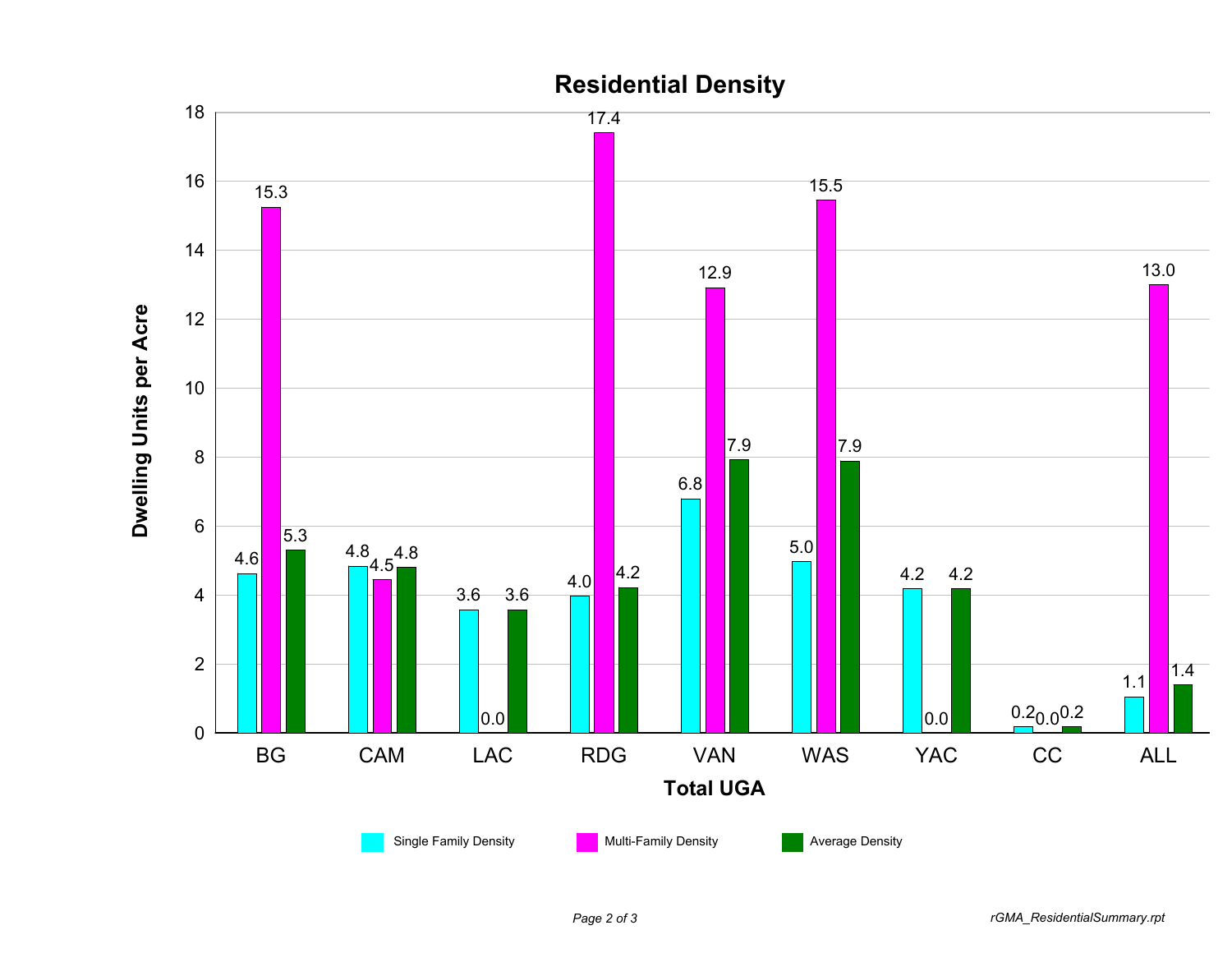## Residential Density

| Total UGA | Single Family Density | Multi-Family Density | Average Density |
|---|---|---|---|
| BG | 4.6 | 15.3 | 5.3 |
| CAM | 4.8 | 4.5 | 4.8 |
| LAC | 3.6 | 0.0 | 3.6 |
| RDG | 4.0 | 17.4 | 4.2 |
| VAN | 6.8 | 12.9 | 7.9 |
| WAS | 5.0 | 15.5 | 7.9 |
| YAC | 4.2 | 0.0 | 4.2 |
| CC | 0.2 | 0.0 | 0.2 |
| ALL | 1.1 | 13.0 | 1.4 |

Y-axis: Dwelling Units per Acre

X-axis: Total UGA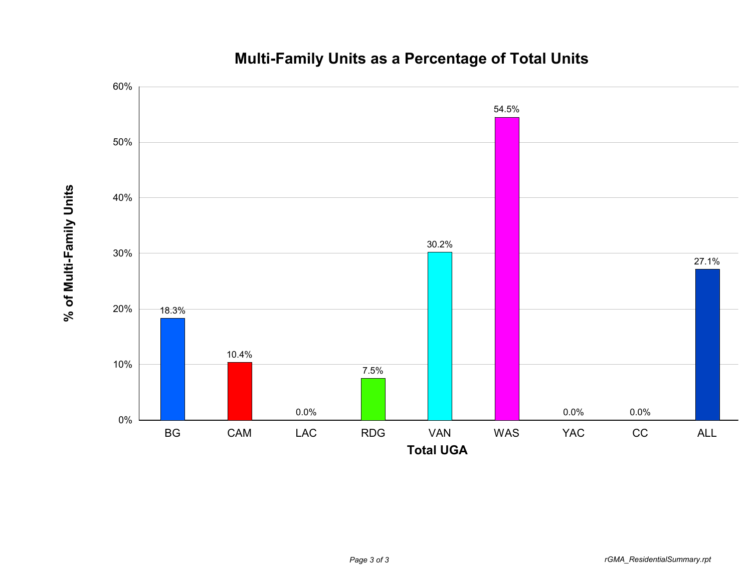## Multi-Family Units as a Percentage of Total Units

| Total UGA | % of Multi-Family Units |
|---|---|
| BG | 18.3% |
| CAM | 10.4% |
| LAC | 0.0% |
| RDG | 7.5% |
| VAN | 30.2% |
| WAS | 54.5% |
| YAC | 0.0% |
| CC | 0.0% |
| ALL | 27.1% |

*rGMA_ResidentialSummary.rpt*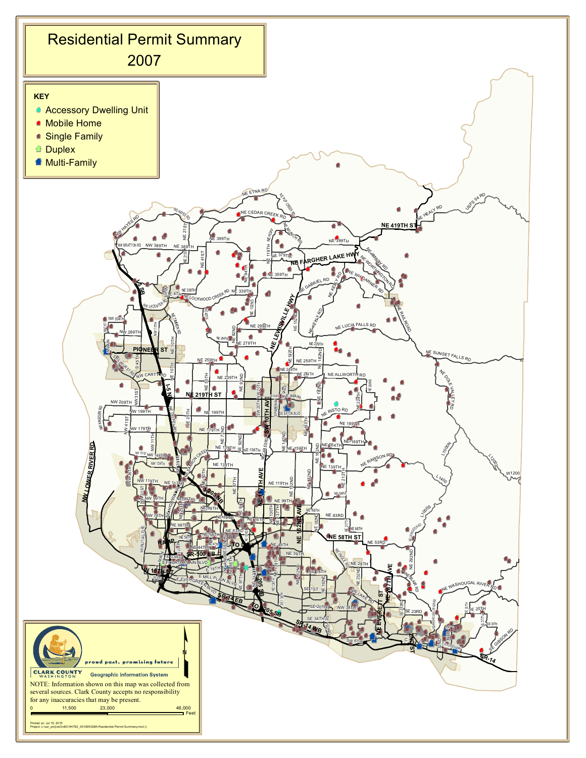# Residential Permit Summary 2007

**KEY**

- Accessory Dwelling Unit
- Mobile Home
- Single Family
- Duplex
- Multi-Family

CLARK COUNTY WASHINGTON

proud past, promising future

Geographic Information System

NOTE: Information shown on this map was collected from several sources. Clark County accepts no responsibility for any inaccuracies that may be present.

0 11,500 23,000 46,000 Feet

Printed on: Jul 15, 2015
Project: c:\usr_proj\ocOrdID144782_431065\GMA Residential Permit Summary.mxd ()